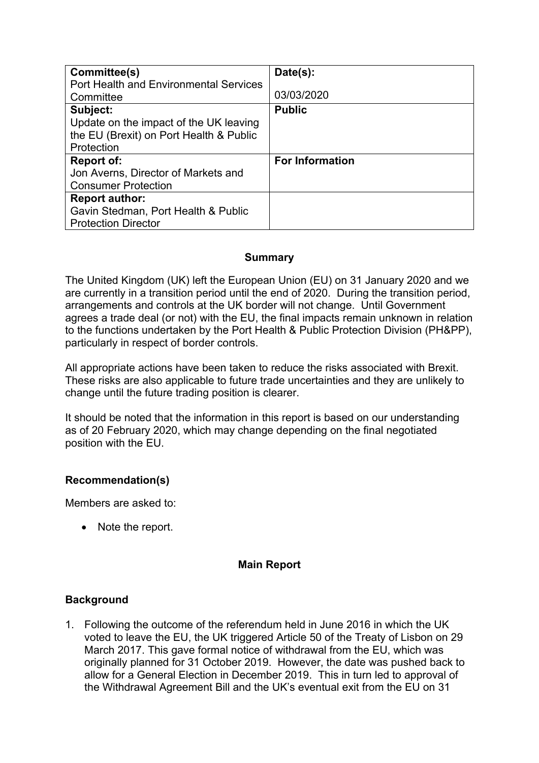| Committee(s)<br>Port Health and Environmental Services Committee | Date(s):<br>03/03/2020 |
| --- | --- |
| **Subject:**<br>Update on the impact of the UK leaving the EU (Brexit) on Port Health & Public Protection | **Public** |
| **Report of:**<br>Jon Averns, Director of Markets and Consumer Protection | **For Information** |
| **Report author:**<br>Gavin Stedman, Port Health & Public Protection Director | |

## Summary

The United Kingdom (UK) left the European Union (EU) on 31 January 2020 and we are currently in a transition period until the end of 2020. During the transition period, arrangements and controls at the UK border will not change. Until Government agrees a trade deal (or not) with the EU, the final impacts remain unknown in relation to the functions undertaken by the Port Health & Public Protection Division (PH&PP), particularly in respect of border controls.

All appropriate actions have been taken to reduce the risks associated with Brexit. These risks are also applicable to future trade uncertainties and they are unlikely to change until the future trading position is clearer.

It should be noted that the information in this report is based on our understanding as of 20 February 2020, which may change depending on the final negotiated position with the EU.

### Recommendation(s)

Members are asked to:

- Note the report.

## Main Report

### Background

1. Following the outcome of the referendum held in June 2016 in which the UK voted to leave the EU, the UK triggered Article 50 of the Treaty of Lisbon on 29 March 2017. This gave formal notice of withdrawal from the EU, which was originally planned for 31 October 2019. However, the date was pushed back to allow for a General Election in December 2019. This in turn led to approval of the Withdrawal Agreement Bill and the UK's eventual exit from the EU on 31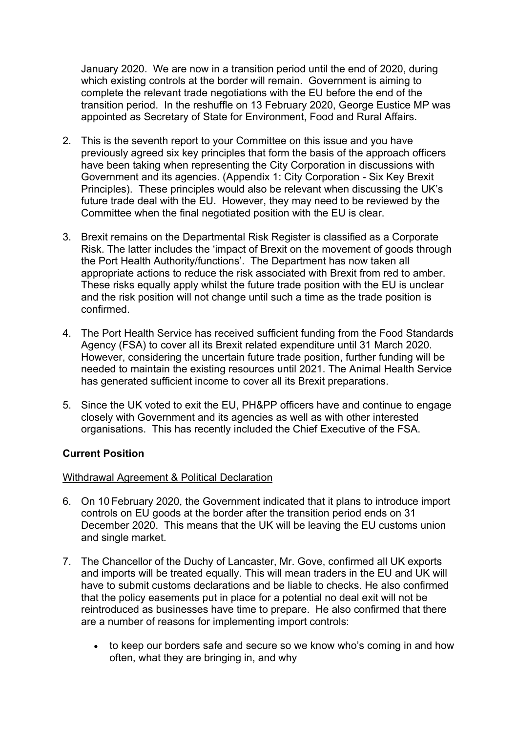January 2020. We are now in a transition period until the end of 2020, during which existing controls at the border will remain. Government is aiming to complete the relevant trade negotiations with the EU before the end of the transition period. In the reshuffle on 13 February 2020, George Eustice MP was appointed as Secretary of State for Environment, Food and Rural Affairs.

2. This is the seventh report to your Committee on this issue and you have previously agreed six key principles that form the basis of the approach officers have been taking when representing the City Corporation in discussions with Government and its agencies. (Appendix 1: City Corporation - Six Key Brexit Principles). These principles would also be relevant when discussing the UK's future trade deal with the EU. However, they may need to be reviewed by the Committee when the final negotiated position with the EU is clear.

3. Brexit remains on the Departmental Risk Register is classified as a Corporate Risk. The latter includes the 'impact of Brexit on the movement of goods through the Port Health Authority/functions'. The Department has now taken all appropriate actions to reduce the risk associated with Brexit from red to amber. These risks equally apply whilst the future trade position with the EU is unclear and the risk position will not change until such a time as the trade position is confirmed.

4. The Port Health Service has received sufficient funding from the Food Standards Agency (FSA) to cover all its Brexit related expenditure until 31 March 2020. However, considering the uncertain future trade position, further funding will be needed to maintain the existing resources until 2021. The Animal Health Service has generated sufficient income to cover all its Brexit preparations.

5. Since the UK voted to exit the EU, PH&PP officers have and continue to engage closely with Government and its agencies as well as with other interested organisations. This has recently included the Chief Executive of the FSA.

**Current Position**

Withdrawal Agreement & Political Declaration

6. On 10 February 2020, the Government indicated that it plans to introduce import controls on EU goods at the border after the transition period ends on 31 December 2020. This means that the UK will be leaving the EU customs union and single market.

7. The Chancellor of the Duchy of Lancaster, Mr. Gove, confirmed all UK exports and imports will be treated equally. This will mean traders in the EU and UK will have to submit customs declarations and be liable to checks. He also confirmed that the policy easements put in place for a potential no deal exit will not be reintroduced as businesses have time to prepare. He also confirmed that there are a number of reasons for implementing import controls:

   - to keep our borders safe and secure so we know who's coming in and how often, what they are bringing in, and why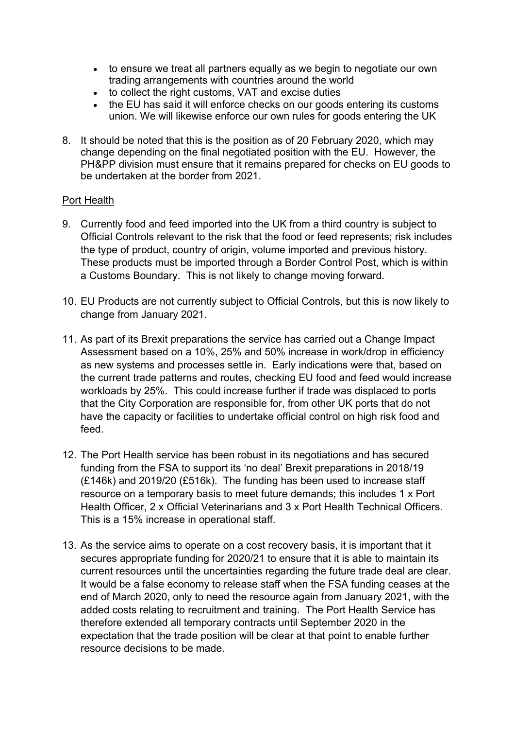- to ensure we treat all partners equally as we begin to negotiate our own trading arrangements with countries around the world
- to collect the right customs, VAT and excise duties
- the EU has said it will enforce checks on our goods entering its customs union. We will likewise enforce our own rules for goods entering the UK

8. It should be noted that this is the position as of 20 February 2020, which may change depending on the final negotiated position with the EU. However, the PH&PP division must ensure that it remains prepared for checks on EU goods to be undertaken at the border from 2021.

<u>Port Health</u>

9. Currently food and feed imported into the UK from a third country is subject to Official Controls relevant to the risk that the food or feed represents; risk includes the type of product, country of origin, volume imported and previous history. These products must be imported through a Border Control Post, which is within a Customs Boundary. This is not likely to change moving forward.

10. EU Products are not currently subject to Official Controls, but this is now likely to change from January 2021.

11. As part of its Brexit preparations the service has carried out a Change Impact Assessment based on a 10%, 25% and 50% increase in work/drop in efficiency as new systems and processes settle in. Early indications were that, based on the current trade patterns and routes, checking EU food and feed would increase workloads by 25%. This could increase further if trade was displaced to ports that the City Corporation are responsible for, from other UK ports that do not have the capacity or facilities to undertake official control on high risk food and feed.

12. The Port Health service has been robust in its negotiations and has secured funding from the FSA to support its 'no deal' Brexit preparations in 2018/19 (£146k) and 2019/20 (£516k). The funding has been used to increase staff resource on a temporary basis to meet future demands; this includes 1 x Port Health Officer, 2 x Official Veterinarians and 3 x Port Health Technical Officers. This is a 15% increase in operational staff.

13. As the service aims to operate on a cost recovery basis, it is important that it secures appropriate funding for 2020/21 to ensure that it is able to maintain its current resources until the uncertainties regarding the future trade deal are clear. It would be a false economy to release staff when the FSA funding ceases at the end of March 2020, only to need the resource again from January 2021, with the added costs relating to recruitment and training. The Port Health Service has therefore extended all temporary contracts until September 2020 in the expectation that the trade position will be clear at that point to enable further resource decisions to be made.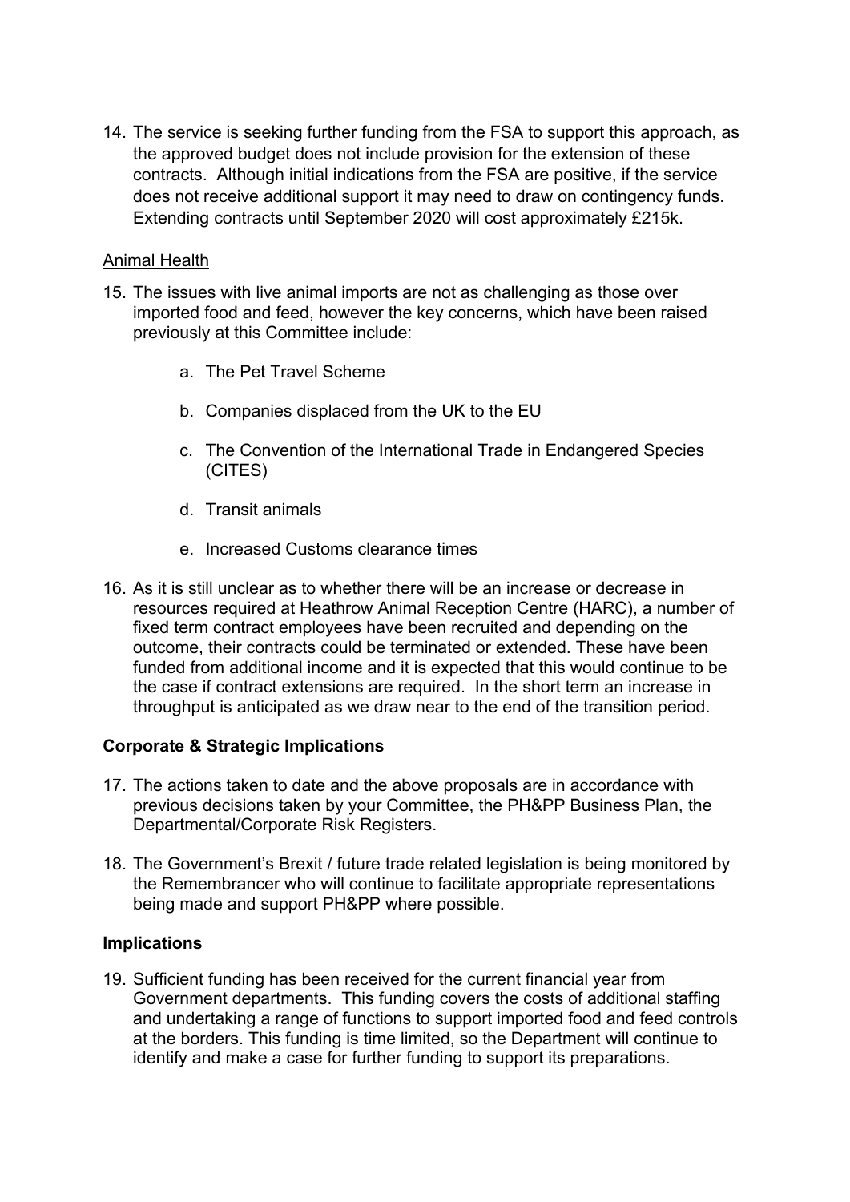14. The service is seeking further funding from the FSA to support this approach, as the approved budget does not include provision for the extension of these contracts. Although initial indications from the FSA are positive, if the service does not receive additional support it may need to draw on contingency funds. Extending contracts until September 2020 will cost approximately £215k.

<u>Animal Health</u>

15. The issues with live animal imports are not as challenging as those over imported food and feed, however the key concerns, which have been raised previously at this Committee include:

    a. The Pet Travel Scheme

    b. Companies displaced from the UK to the EU

    c. The Convention of the International Trade in Endangered Species (CITES)

    d. Transit animals

    e. Increased Customs clearance times

16. As it is still unclear as to whether there will be an increase or decrease in resources required at Heathrow Animal Reception Centre (HARC), a number of fixed term contract employees have been recruited and depending on the outcome, their contracts could be terminated or extended. These have been funded from additional income and it is expected that this would continue to be the case if contract extensions are required. In the short term an increase in throughput is anticipated as we draw near to the end of the transition period.

**Corporate & Strategic Implications**

17. The actions taken to date and the above proposals are in accordance with previous decisions taken by your Committee, the PH&PP Business Plan, the Departmental/Corporate Risk Registers.

18. The Government's Brexit / future trade related legislation is being monitored by the Remembrancer who will continue to facilitate appropriate representations being made and support PH&PP where possible.

**Implications**

19. Sufficient funding has been received for the current financial year from Government departments. This funding covers the costs of additional staffing and undertaking a range of functions to support imported food and feed controls at the borders. This funding is time limited, so the Department will continue to identify and make a case for further funding to support its preparations.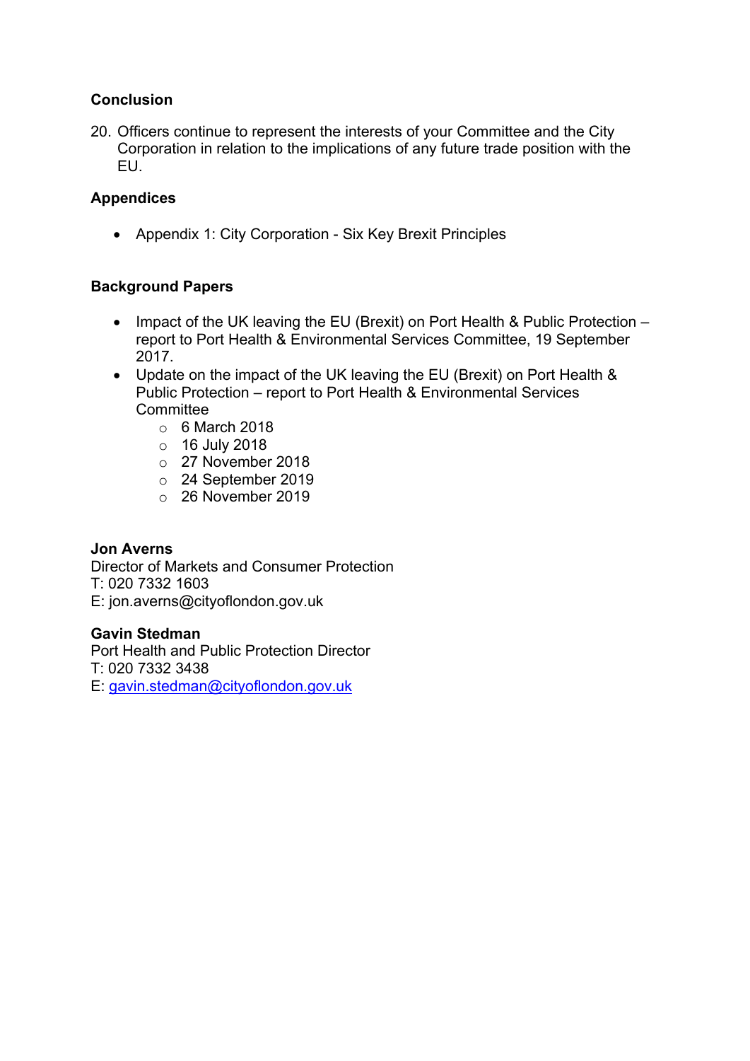**Conclusion**

20. Officers continue to represent the interests of your Committee and the City Corporation in relation to the implications of any future trade position with the EU.

**Appendices**

- Appendix 1: City Corporation - Six Key Brexit Principles

**Background Papers**

- Impact of the UK leaving the EU (Brexit) on Port Health & Public Protection – report to Port Health & Environmental Services Committee, 19 September 2017.
- Update on the impact of the UK leaving the EU (Brexit) on Port Health & Public Protection – report to Port Health & Environmental Services Committee
    - 6 March 2018
    - 16 July 2018
    - 27 November 2018
    - 24 September 2019
    - 26 November 2019

**Jon Averns**
Director of Markets and Consumer Protection
T: 020 7332 1603
E: jon.averns@cityoflondon.gov.uk

**Gavin Stedman**
Port Health and Public Protection Director
T: 020 7332 3438
E: gavin.stedman@cityoflondon.gov.uk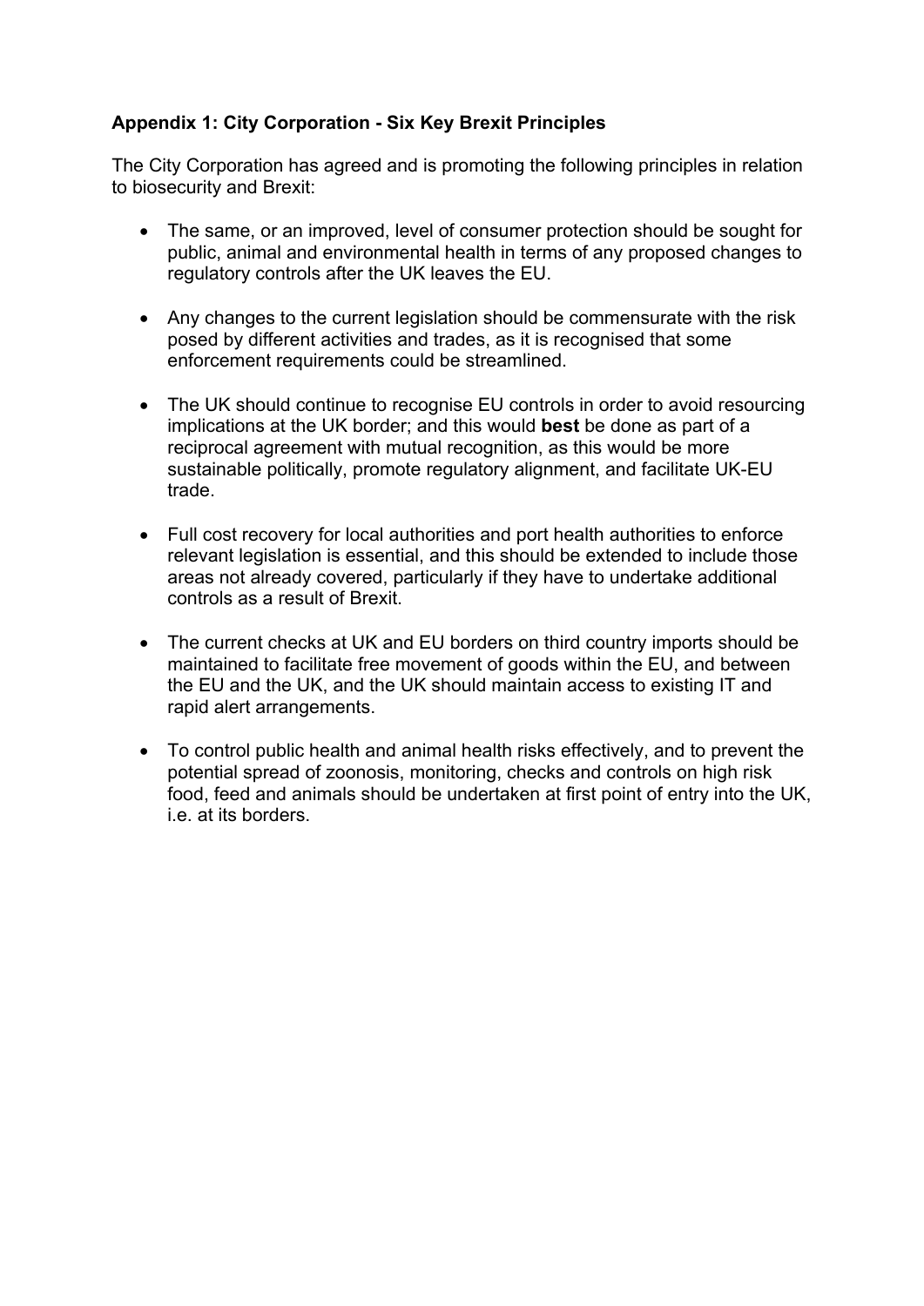**Appendix 1: City Corporation - Six Key Brexit Principles**

The City Corporation has agreed and is promoting the following principles in relation to biosecurity and Brexit:

- The same, or an improved, level of consumer protection should be sought for public, animal and environmental health in terms of any proposed changes to regulatory controls after the UK leaves the EU.

- Any changes to the current legislation should be commensurate with the risk posed by different activities and trades, as it is recognised that some enforcement requirements could be streamlined.

- The UK should continue to recognise EU controls in order to avoid resourcing implications at the UK border; and this would **best** be done as part of a reciprocal agreement with mutual recognition, as this would be more sustainable politically, promote regulatory alignment, and facilitate UK-EU trade.

- Full cost recovery for local authorities and port health authorities to enforce relevant legislation is essential, and this should be extended to include those areas not already covered, particularly if they have to undertake additional controls as a result of Brexit.

- The current checks at UK and EU borders on third country imports should be maintained to facilitate free movement of goods within the EU, and between the EU and the UK, and the UK should maintain access to existing IT and rapid alert arrangements.

- To control public health and animal health risks effectively, and to prevent the potential spread of zoonosis, monitoring, checks and controls on high risk food, feed and animals should be undertaken at first point of entry into the UK, i.e. at its borders.